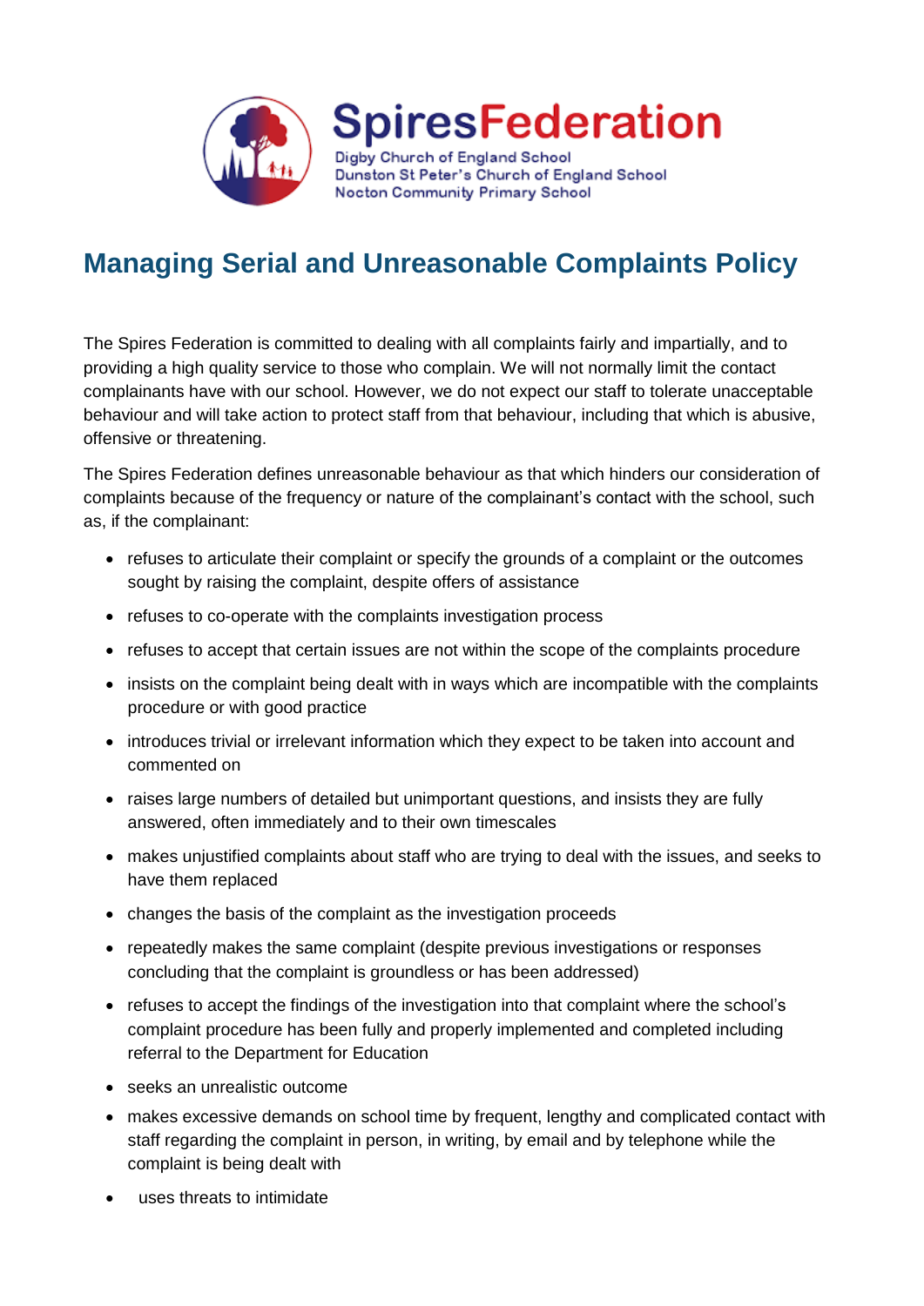SpiresFederation

Digby Church of England School
Dunston St Peter's Church of England School
Nocton Community Primary School

# Managing Serial and Unreasonable Complaints Policy

The Spires Federation is committed to dealing with all complaints fairly and impartially, and to providing a high quality service to those who complain. We will not normally limit the contact complainants have with our school. However, we do not expect our staff to tolerate unacceptable behaviour and will take action to protect staff from that behaviour, including that which is abusive, offensive or threatening.

The Spires Federation defines unreasonable behaviour as that which hinders our consideration of complaints because of the frequency or nature of the complainant's contact with the school, such as, if the complainant:

- refuses to articulate their complaint or specify the grounds of a complaint or the outcomes sought by raising the complaint, despite offers of assistance
- refuses to co-operate with the complaints investigation process
- refuses to accept that certain issues are not within the scope of the complaints procedure
- insists on the complaint being dealt with in ways which are incompatible with the complaints procedure or with good practice
- introduces trivial or irrelevant information which they expect to be taken into account and commented on
- raises large numbers of detailed but unimportant questions, and insists they are fully answered, often immediately and to their own timescales
- makes unjustified complaints about staff who are trying to deal with the issues, and seeks to have them replaced
- changes the basis of the complaint as the investigation proceeds
- repeatedly makes the same complaint (despite previous investigations or responses concluding that the complaint is groundless or has been addressed)
- refuses to accept the findings of the investigation into that complaint where the school's complaint procedure has been fully and properly implemented and completed including referral to the Department for Education
- seeks an unrealistic outcome
- makes excessive demands on school time by frequent, lengthy and complicated contact with staff regarding the complaint in person, in writing, by email and by telephone while the complaint is being dealt with
- uses threats to intimidate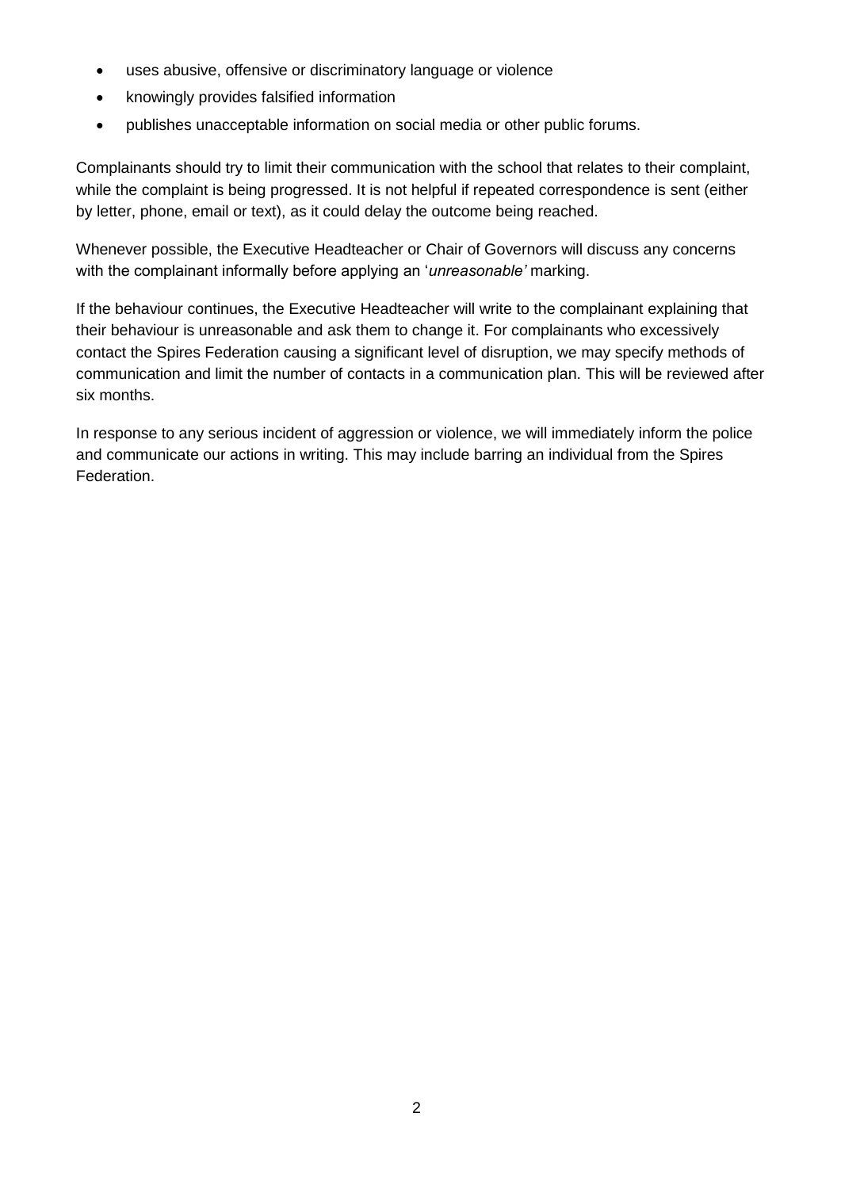- uses abusive, offensive or discriminatory language or violence
- knowingly provides falsified information
- publishes unacceptable information on social media or other public forums.

Complainants should try to limit their communication with the school that relates to their complaint, while the complaint is being progressed. It is not helpful if repeated correspondence is sent (either by letter, phone, email or text), as it could delay the outcome being reached.

Whenever possible, the Executive Headteacher or Chair of Governors will discuss any concerns with the complainant informally before applying an '*unreasonable'* marking.

If the behaviour continues, the Executive Headteacher will write to the complainant explaining that their behaviour is unreasonable and ask them to change it. For complainants who excessively contact the Spires Federation causing a significant level of disruption, we may specify methods of communication and limit the number of contacts in a communication plan. This will be reviewed after six months.

In response to any serious incident of aggression or violence, we will immediately inform the police and communicate our actions in writing. This may include barring an individual from the Spires Federation.